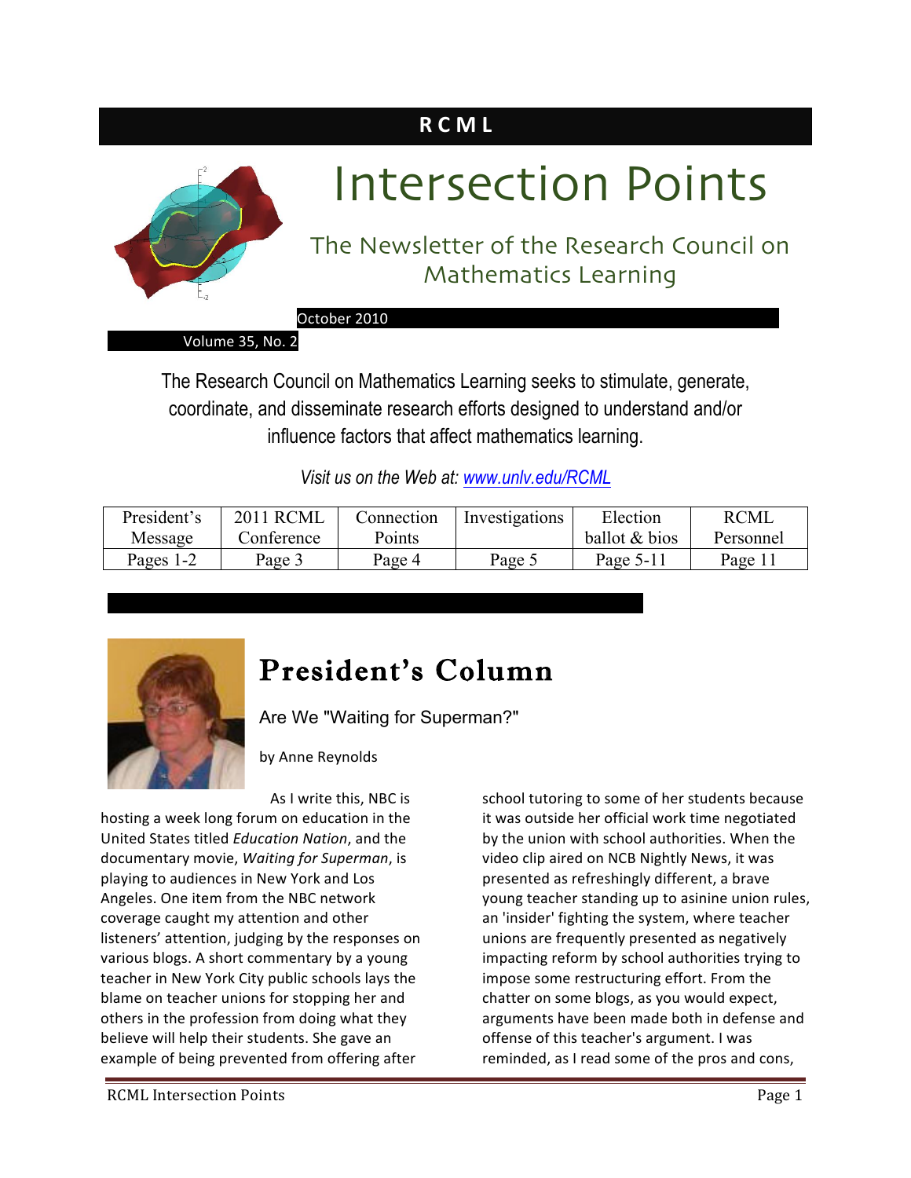**RCML**

# Intersection Points

## The Newsletter of the Research Council on Mathematics Learning

October 2010

Volume 35, No. 2

The Research Council on Mathematics Learning seeks to stimulate, generate, coordinate, and disseminate research efforts designed to understand and/or influence factors that affect mathematics learning.

*Visit us on the Web at: [www.unlv.edu/RCML](www.unlv.edu/RCML)*

| President's Message | 2011 RCML Conference | Connection Points | Investigations | Election ballot & bios | RCML Personnel |
|---|---|---|---|---|---|
| Pages 1-2 | Page 3 | Page 4 | Page 5 | Page 5-11 | Page 11 |

# President's Column

### Are We "Waiting for Superman?"

by Anne Reynolds

As I write this, NBC is hosting a week long forum on education in the United States titled *Education Nation*, and the documentary movie, *Waiting for Superman*, is playing to audiences in New York and Los Angeles. One item from the NBC network coverage caught my attention and other listeners' attention, judging by the responses on various blogs. A short commentary by a young teacher in New York City public schools lays the blame on teacher unions for stopping her and others in the profession from doing what they believe will help their students. She gave an example of being prevented from offering after school tutoring to some of her students because it was outside her official work time negotiated by the union with school authorities. When the video clip aired on NCB Nightly News, it was presented as refreshingly different, a brave young teacher standing up to asinine union rules, an 'insider' fighting the system, where teacher unions are frequently presented as negatively impacting reform by school authorities trying to impose some restructuring effort. From the chatter on some blogs, as you would expect, arguments have been made both in defense and offense of this teacher's argument. I was reminded, as I read some of the pros and cons,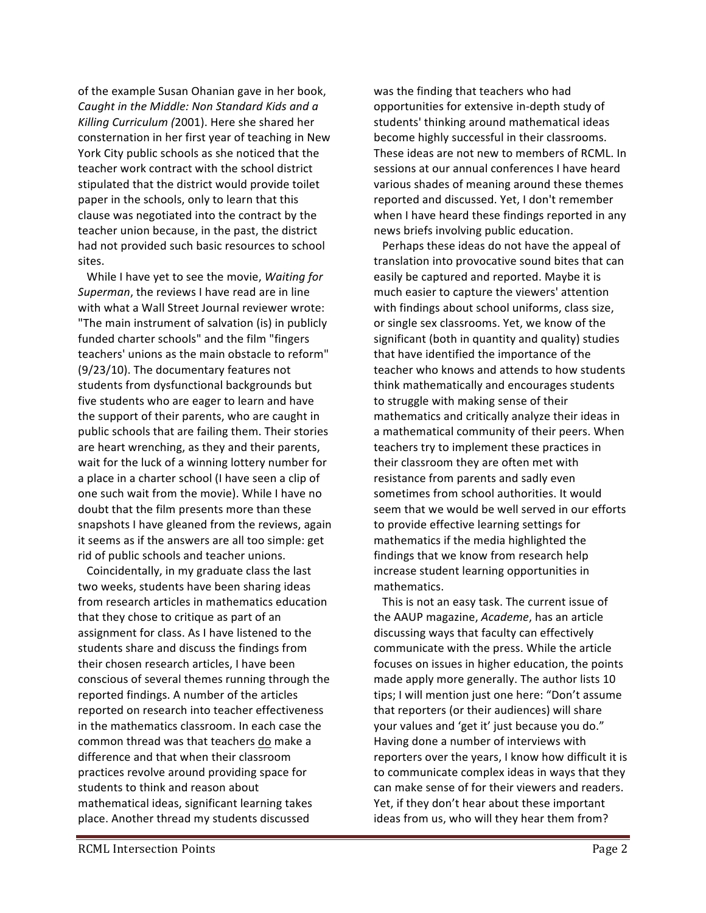of the example Susan Ohanian gave in her book, *Caught in the Middle: Non Standard Kids and a Killing Curriculum (*2001). Here she shared her consternation in her first year of teaching in New York City public schools as she noticed that the teacher work contract with the school district stipulated that the district would provide toilet paper in the schools, only to learn that this clause was negotiated into the contract by the teacher union because, in the past, the district had not provided such basic resources to school sites.

While I have yet to see the movie, *Waiting for Superman*, the reviews I have read are in line with what a Wall Street Journal reviewer wrote: "The main instrument of salvation (is) in publicly funded charter schools" and the film "fingers teachers' unions as the main obstacle to reform" (9/23/10). The documentary features not students from dysfunctional backgrounds but five students who are eager to learn and have the support of their parents, who are caught in public schools that are failing them. Their stories are heart wrenching, as they and their parents, wait for the luck of a winning lottery number for a place in a charter school (I have seen a clip of one such wait from the movie). While I have no doubt that the film presents more than these snapshots I have gleaned from the reviews, again it seems as if the answers are all too simple: get rid of public schools and teacher unions.

Coincidentally, in my graduate class the last two weeks, students have been sharing ideas from research articles in mathematics education that they chose to critique as part of an assignment for class. As I have listened to the students share and discuss the findings from their chosen research articles, I have been conscious of several themes running through the reported findings. A number of the articles reported on research into teacher effectiveness in the mathematics classroom. In each case the common thread was that teachers <u>do</u> make a difference and that when their classroom practices revolve around providing space for students to think and reason about mathematical ideas, significant learning takes place. Another thread my students discussed was the finding that teachers who had opportunities for extensive in-depth study of students' thinking around mathematical ideas become highly successful in their classrooms. These ideas are not new to members of RCML. In sessions at our annual conferences I have heard various shades of meaning around these themes reported and discussed. Yet, I don't remember when I have heard these findings reported in any news briefs involving public education.

Perhaps these ideas do not have the appeal of translation into provocative sound bites that can easily be captured and reported. Maybe it is much easier to capture the viewers' attention with findings about school uniforms, class size, or single sex classrooms. Yet, we know of the significant (both in quantity and quality) studies that have identified the importance of the teacher who knows and attends to how students think mathematically and encourages students to struggle with making sense of their mathematics and critically analyze their ideas in a mathematical community of their peers. When teachers try to implement these practices in their classroom they are often met with resistance from parents and sadly even sometimes from school authorities. It would seem that we would be well served in our efforts to provide effective learning settings for mathematics if the media highlighted the findings that we know from research help increase student learning opportunities in mathematics.

This is not an easy task. The current issue of the AAUP magazine, *Academe*, has an article discussing ways that faculty can effectively communicate with the press. While the article focuses on issues in higher education, the points made apply more generally. The author lists 10 tips; I will mention just one here: "Don't assume that reporters (or their audiences) will share your values and 'get it' just because you do." Having done a number of interviews with reporters over the years, I know how difficult it is to communicate complex ideas in ways that they can make sense of for their viewers and readers. Yet, if they don't hear about these important ideas from us, who will they hear them from?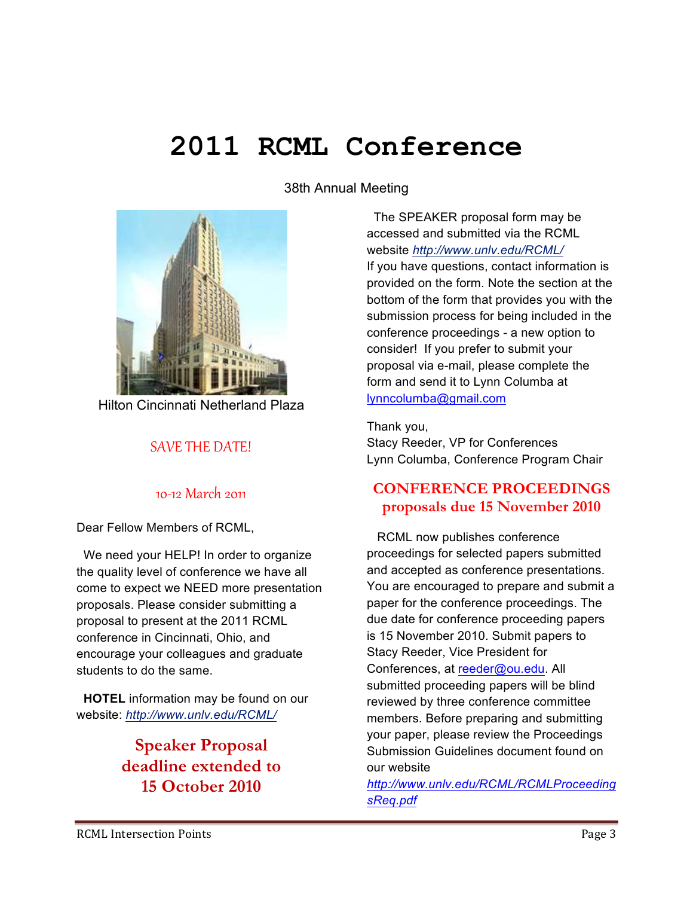# 2011 RCML Conference

38th Annual Meeting

Hilton Cincinnati Netherland Plaza

SAVE THE DATE!

10-12 March 2011

Dear Fellow Members of RCML,

We need your HELP! In order to organize the quality level of conference we have all come to expect we NEED more presentation proposals. Please consider submitting a proposal to present at the 2011 RCML conference in Cincinnati, Ohio, and encourage your colleagues and graduate students to do the same.

**HOTEL** information may be found on our website: *http://www.unlv.edu/RCML/*

**Speaker Proposal deadline extended to 15 October 2010**

The SPEAKER proposal form may be accessed and submitted via the RCML website *http://www.unlv.edu/RCML/* If you have questions, contact information is provided on the form. Note the section at the bottom of the form that provides you with the submission process for being included in the conference proceedings - a new option to consider! If you prefer to submit your proposal via e-mail, please complete the form and send it to Lynn Columba at lynncolumba@gmail.com

Thank you,
Stacy Reeder, VP for Conferences
Lynn Columba, Conference Program Chair

## CONFERENCE PROCEEDINGS proposals due 15 November 2010

RCML now publishes conference proceedings for selected papers submitted and accepted as conference presentations. You are encouraged to prepare and submit a paper for the conference proceedings. The due date for conference proceeding papers is 15 November 2010. Submit papers to Stacy Reeder, Vice President for Conferences, at reeder@ou.edu. All submitted proceeding papers will be blind reviewed by three conference committee members. Before preparing and submitting your paper, please review the Proceedings Submission Guidelines document found on our website *http://www.unlv.edu/RCML/RCMLProceedingsReq.pdf*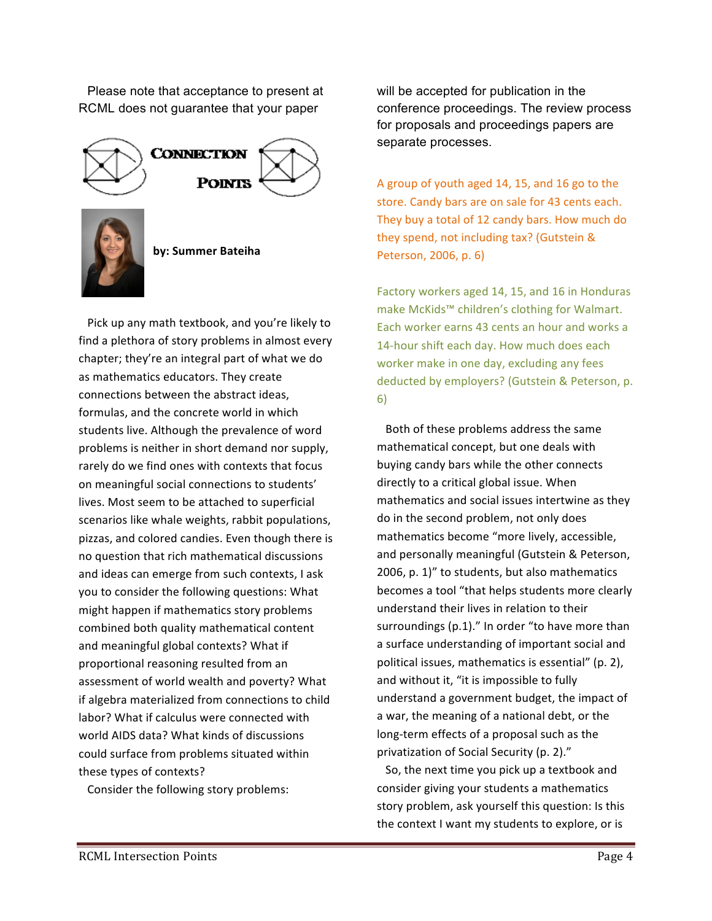Please note that acceptance to present at RCML does not guarantee that your paper will be accepted for publication in the conference proceedings. The review process for proposals and proceedings papers are separate processes.

## CONNECTION POINTS

**by: Summer Bateiha**

Pick up any math textbook, and you're likely to find a plethora of story problems in almost every chapter; they're an integral part of what we do as mathematics educators. They create connections between the abstract ideas, formulas, and the concrete world in which students live. Although the prevalence of word problems is neither in short demand nor supply, rarely do we find ones with contexts that focus on meaningful social connections to students' lives. Most seem to be attached to superficial scenarios like whale weights, rabbit populations, pizzas, and colored candies. Even though there is no question that rich mathematical discussions and ideas can emerge from such contexts, I ask you to consider the following questions: What might happen if mathematics story problems combined both quality mathematical content and meaningful global contexts? What if proportional reasoning resulted from an assessment of world wealth and poverty? What if algebra materialized from connections to child labor? What if calculus were connected with world AIDS data? What kinds of discussions could surface from problems situated within these types of contexts?

Consider the following story problems:

A group of youth aged 14, 15, and 16 go to the store. Candy bars are on sale for 43 cents each. They buy a total of 12 candy bars. How much do they spend, not including tax? (Gutstein & Peterson, 2006, p. 6)

Factory workers aged 14, 15, and 16 in Honduras make McKids™ children's clothing for Walmart. Each worker earns 43 cents an hour and works a 14-hour shift each day. How much does each worker make in one day, excluding any fees deducted by employers? (Gutstein & Peterson, p. 6)

Both of these problems address the same mathematical concept, but one deals with buying candy bars while the other connects directly to a critical global issue. When mathematics and social issues intertwine as they do in the second problem, not only does mathematics become "more lively, accessible, and personally meaningful (Gutstein & Peterson, 2006, p. 1)" to students, but also mathematics becomes a tool "that helps students more clearly understand their lives in relation to their surroundings (p.1)." In order "to have more than a surface understanding of important social and political issues, mathematics is essential" (p. 2), and without it, "it is impossible to fully understand a government budget, the impact of a war, the meaning of a national debt, or the long-term effects of a proposal such as the privatization of Social Security (p. 2)."

So, the next time you pick up a textbook and consider giving your students a mathematics story problem, ask yourself this question: Is this the context I want my students to explore, or is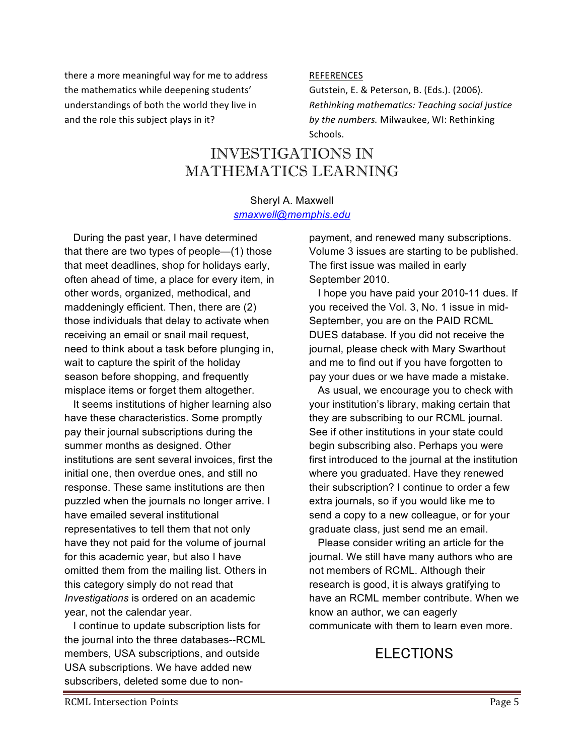there a more meaningful way for me to address the mathematics while deepening students' understandings of both the world they live in and the role this subject plays in it?

REFERENCES

Gutstein, E. & Peterson, B. (Eds.). (2006). *Rethinking mathematics: Teaching social justice by the numbers.* Milwaukee, WI: Rethinking Schools.

# INVESTIGATIONS IN MATHEMATICS LEARNING

Sheryl A. Maxwell
*smaxwell@memphis.edu*

During the past year, I have determined that there are two types of people—(1) those that meet deadlines, shop for holidays early, often ahead of time, a place for every item, in other words, organized, methodical, and maddeningly efficient. Then, there are (2) those individuals that delay to activate when receiving an email or snail mail request, need to think about a task before plunging in, wait to capture the spirit of the holiday season before shopping, and frequently misplace items or forget them altogether.

It seems institutions of higher learning also have these characteristics. Some promptly pay their journal subscriptions during the summer months as designed. Other institutions are sent several invoices, first the initial one, then overdue ones, and still no response. These same institutions are then puzzled when the journals no longer arrive. I have emailed several institutional representatives to tell them that not only have they not paid for the volume of journal for this academic year, but also I have omitted them from the mailing list. Others in this category simply do not read that *Investigations* is ordered on an academic year, not the calendar year.

I continue to update subscription lists for the journal into the three databases--RCML members, USA subscriptions, and outside USA subscriptions. We have added new subscribers, deleted some due to non-payment, and renewed many subscriptions. Volume 3 issues are starting to be published. The first issue was mailed in early September 2010.

I hope you have paid your 2010-11 dues. If you received the Vol. 3, No. 1 issue in mid-September, you are on the PAID RCML DUES database. If you did not receive the journal, please check with Mary Swarthout and me to find out if you have forgotten to pay your dues or we have made a mistake.

As usual, we encourage you to check with your institution's library, making certain that they are subscribing to our RCML journal. See if other institutions in your state could begin subscribing also. Perhaps you were first introduced to the journal at the institution where you graduated. Have they renewed their subscription? I continue to order a few extra journals, so if you would like me to send a copy to a new colleague, or for your graduate class, just send me an email.

Please consider writing an article for the journal. We still have many authors who are not members of RCML. Although their research is good, it is always gratifying to have an RCML member contribute. When we know an author, we can eagerly communicate with them to learn even more.

# ELECTIONS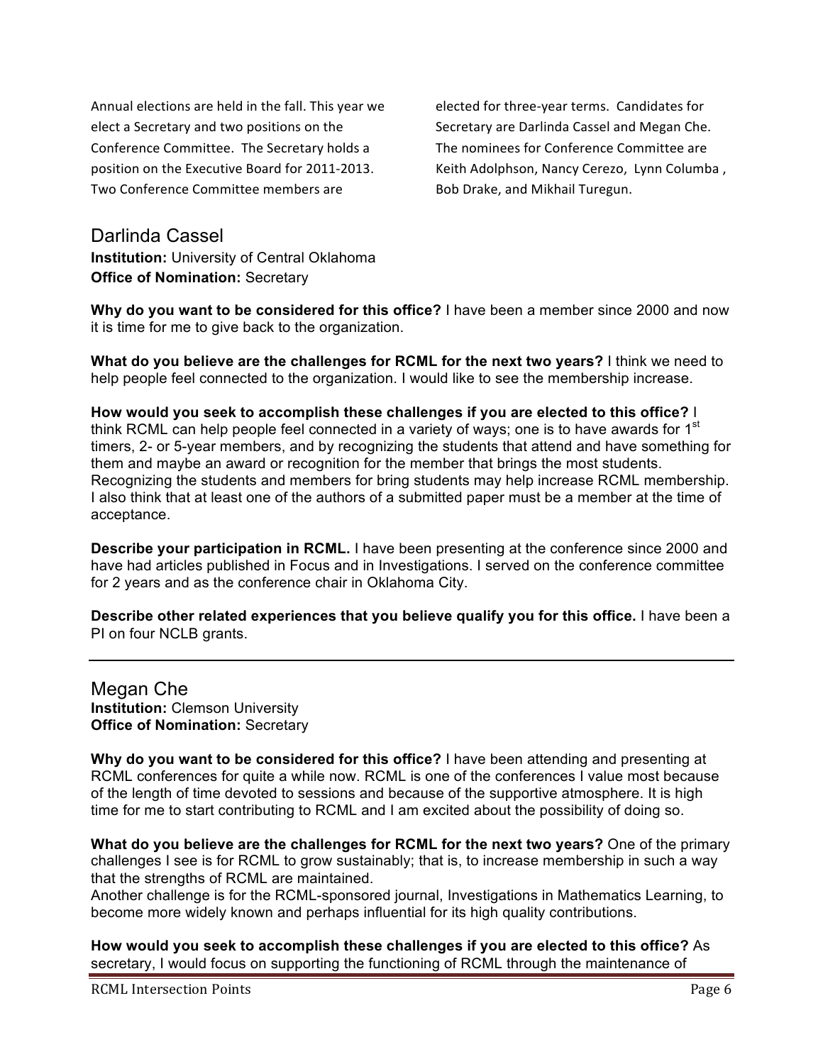Annual elections are held in the fall. This year we elect a Secretary and two positions on the Conference Committee. The Secretary holds a position on the Executive Board for 2011-2013. Two Conference Committee members are elected for three-year terms. Candidates for Secretary are Darlinda Cassel and Megan Che. The nominees for Conference Committee are Keith Adolphson, Nancy Cerezo, Lynn Columba , Bob Drake, and Mikhail Turegun.

## Darlinda Cassel

**Institution:** University of Central Oklahoma
**Office of Nomination:** Secretary

**Why do you want to be considered for this office?** I have been a member since 2000 and now it is time for me to give back to the organization.

**What do you believe are the challenges for RCML for the next two years?** I think we need to help people feel connected to the organization. I would like to see the membership increase.

**How would you seek to accomplish these challenges if you are elected to this office?** I think RCML can help people feel connected in a variety of ways; one is to have awards for 1st timers, 2- or 5-year members, and by recognizing the students that attend and have something for them and maybe an award or recognition for the member that brings the most students. Recognizing the students and members for bring students may help increase RCML membership. I also think that at least one of the authors of a submitted paper must be a member at the time of acceptance.

**Describe your participation in RCML.** I have been presenting at the conference since 2000 and have had articles published in Focus and in Investigations. I served on the conference committee for 2 years and as the conference chair in Oklahoma City.

**Describe other related experiences that you believe qualify you for this office.** I have been a PI on four NCLB grants.

---

## Megan Che

**Institution:** Clemson University
**Office of Nomination:** Secretary

**Why do you want to be considered for this office?** I have been attending and presenting at RCML conferences for quite a while now. RCML is one of the conferences I value most because of the length of time devoted to sessions and because of the supportive atmosphere. It is high time for me to start contributing to RCML and I am excited about the possibility of doing so.

**What do you believe are the challenges for RCML for the next two years?** One of the primary challenges I see is for RCML to grow sustainably; that is, to increase membership in such a way that the strengths of RCML are maintained.
Another challenge is for the RCML-sponsored journal, Investigations in Mathematics Learning, to become more widely known and perhaps influential for its high quality contributions.

**How would you seek to accomplish these challenges if you are elected to this office?** As secretary, I would focus on supporting the functioning of RCML through the maintenance of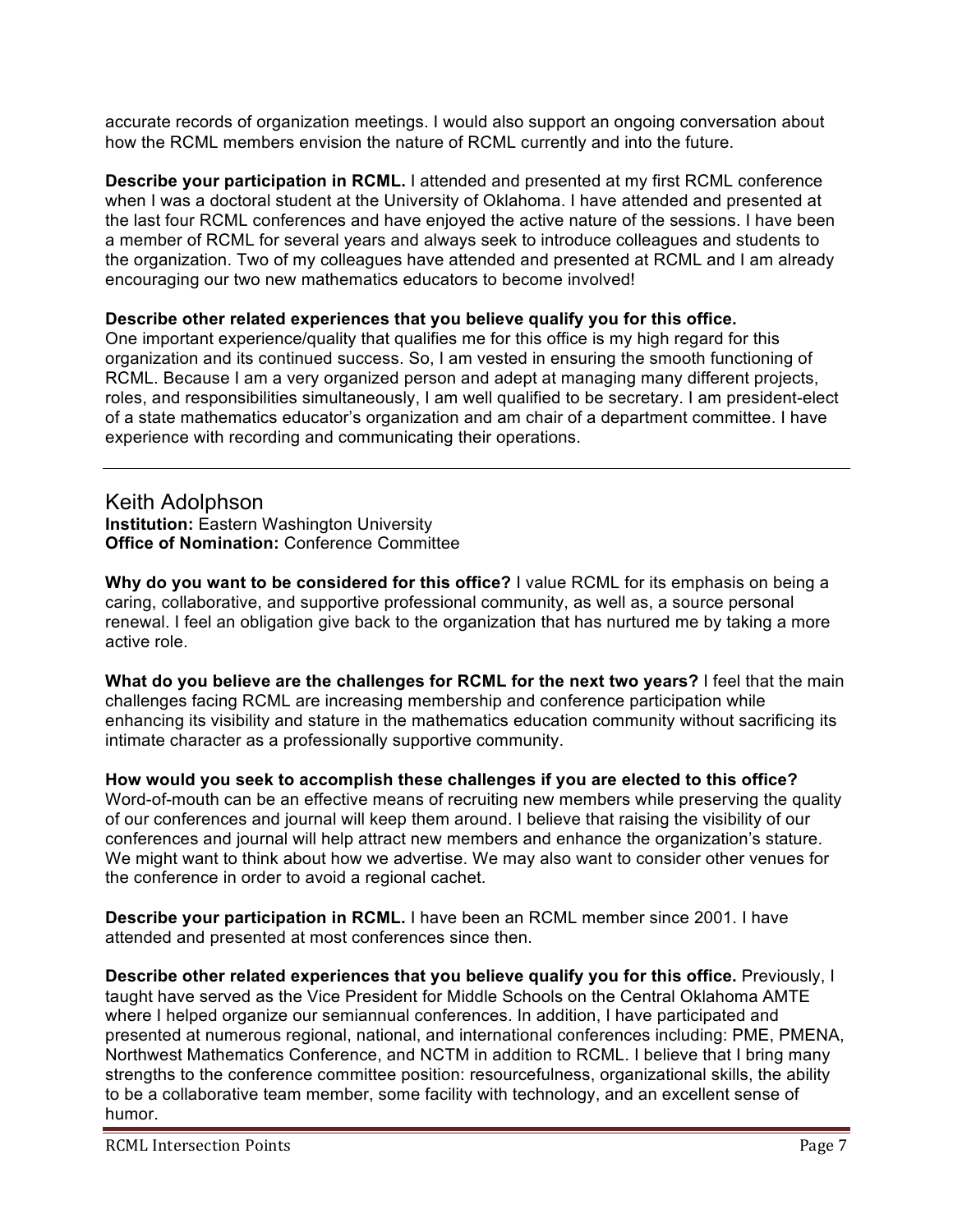accurate records of organization meetings. I would also support an ongoing conversation about how the RCML members envision the nature of RCML currently and into the future.

**Describe your participation in RCML.** I attended and presented at my first RCML conference when I was a doctoral student at the University of Oklahoma. I have attended and presented at the last four RCML conferences and have enjoyed the active nature of the sessions. I have been a member of RCML for several years and always seek to introduce colleagues and students to the organization. Two of my colleagues have attended and presented at RCML and I am already encouraging our two new mathematics educators to become involved!

**Describe other related experiences that you believe qualify you for this office.**
One important experience/quality that qualifies me for this office is my high regard for this organization and its continued success. So, I am vested in ensuring the smooth functioning of RCML. Because I am a very organized person and adept at managing many different projects, roles, and responsibilities simultaneously, I am well qualified to be secretary. I am president-elect of a state mathematics educator's organization and am chair of a department committee. I have experience with recording and communicating their operations.

---

## Keith Adolphson

**Institution:** Eastern Washington University
**Office of Nomination:** Conference Committee

**Why do you want to be considered for this office?** I value RCML for its emphasis on being a caring, collaborative, and supportive professional community, as well as, a source personal renewal. I feel an obligation give back to the organization that has nurtured me by taking a more active role.

**What do you believe are the challenges for RCML for the next two years?** I feel that the main challenges facing RCML are increasing membership and conference participation while enhancing its visibility and stature in the mathematics education community without sacrificing its intimate character as a professionally supportive community.

**How would you seek to accomplish these challenges if you are elected to this office?**
Word-of-mouth can be an effective means of recruiting new members while preserving the quality of our conferences and journal will keep them around. I believe that raising the visibility of our conferences and journal will help attract new members and enhance the organization's stature. We might want to think about how we advertise. We may also want to consider other venues for the conference in order to avoid a regional cachet.

**Describe your participation in RCML.** I have been an RCML member since 2001. I have attended and presented at most conferences since then.

**Describe other related experiences that you believe qualify you for this office.** Previously, I taught have served as the Vice President for Middle Schools on the Central Oklahoma AMTE where I helped organize our semiannual conferences. In addition, I have participated and presented at numerous regional, national, and international conferences including: PME, PMENA, Northwest Mathematics Conference, and NCTM in addition to RCML. I believe that I bring many strengths to the conference committee position: resourcefulness, organizational skills, the ability to be a collaborative team member, some facility with technology, and an excellent sense of humor.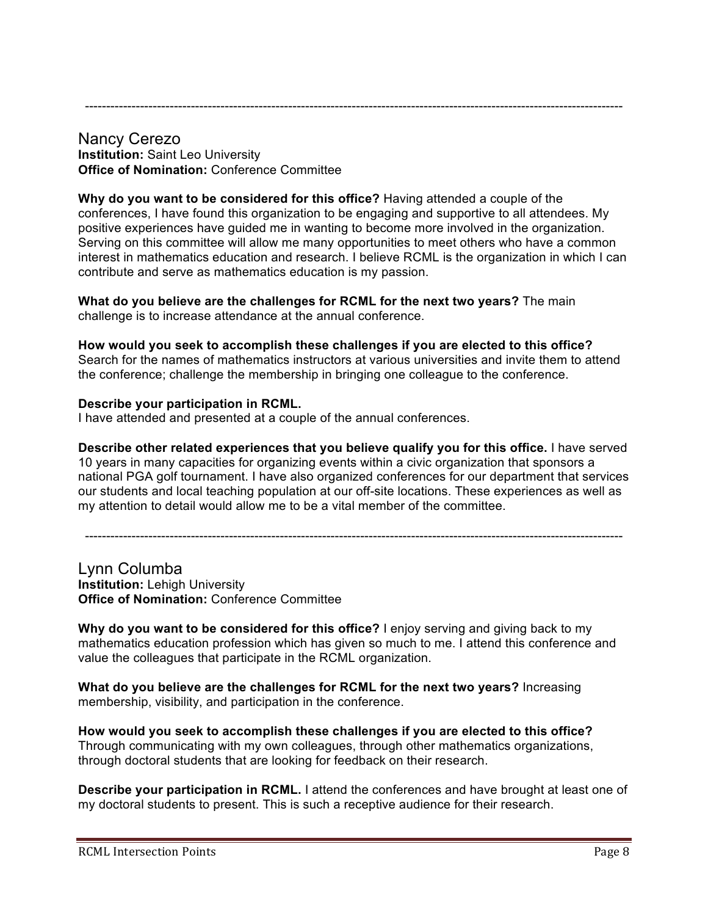---

## Nancy Cerezo

**Institution:** Saint Leo University
**Office of Nomination:** Conference Committee

**Why do you want to be considered for this office?** Having attended a couple of the conferences, I have found this organization to be engaging and supportive to all attendees. My positive experiences have guided me in wanting to become more involved in the organization. Serving on this committee will allow me many opportunities to meet others who have a common interest in mathematics education and research. I believe RCML is the organization in which I can contribute and serve as mathematics education is my passion.

**What do you believe are the challenges for RCML for the next two years?** The main challenge is to increase attendance at the annual conference.

**How would you seek to accomplish these challenges if you are elected to this office?** Search for the names of mathematics instructors at various universities and invite them to attend the conference; challenge the membership in bringing one colleague to the conference.

**Describe your participation in RCML.**
I have attended and presented at a couple of the annual conferences.

**Describe other related experiences that you believe qualify you for this office.** I have served 10 years in many capacities for organizing events within a civic organization that sponsors a national PGA golf tournament. I have also organized conferences for our department that services our students and local teaching population at our off-site locations. These experiences as well as my attention to detail would allow me to be a vital member of the committee.

---

## Lynn Columba

**Institution:** Lehigh University
**Office of Nomination:** Conference Committee

**Why do you want to be considered for this office?** I enjoy serving and giving back to my mathematics education profession which has given so much to me. I attend this conference and value the colleagues that participate in the RCML organization.

**What do you believe are the challenges for RCML for the next two years?** Increasing membership, visibility, and participation in the conference.

**How would you seek to accomplish these challenges if you are elected to this office?** Through communicating with my own colleagues, through other mathematics organizations, through doctoral students that are looking for feedback on their research.

**Describe your participation in RCML.** I attend the conferences and have brought at least one of my doctoral students to present. This is such a receptive audience for their research.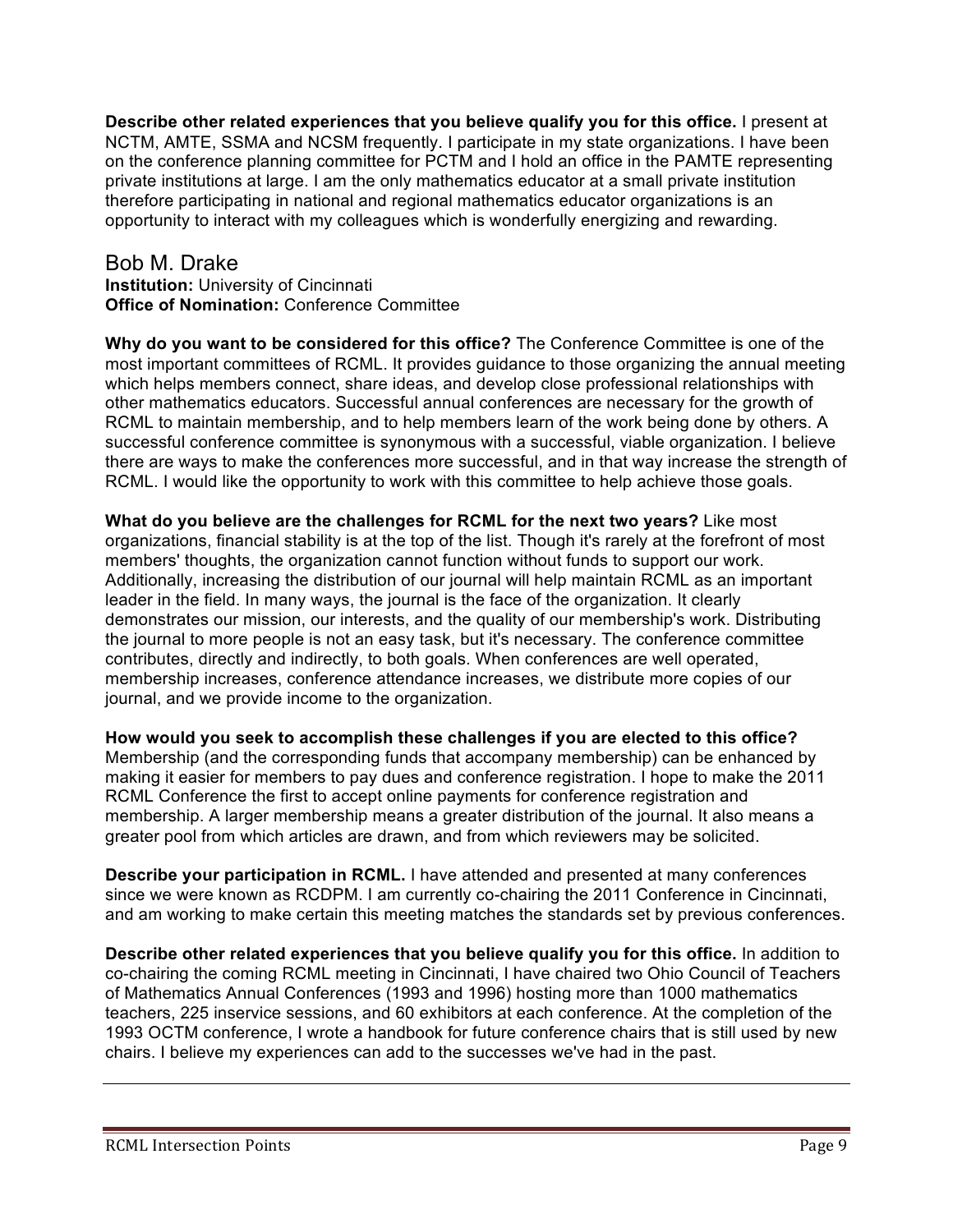**Describe other related experiences that you believe qualify you for this office.** I present at NCTM, AMTE, SSMA and NCSM frequently. I participate in my state organizations. I have been on the conference planning committee for PCTM and I hold an office in the PAMTE representing private institutions at large. I am the only mathematics educator at a small private institution therefore participating in national and regional mathematics educator organizations is an opportunity to interact with my colleagues which is wonderfully energizing and rewarding.

## Bob M. Drake

**Institution:** University of Cincinnati
**Office of Nomination:** Conference Committee

**Why do you want to be considered for this office?** The Conference Committee is one of the most important committees of RCML. It provides guidance to those organizing the annual meeting which helps members connect, share ideas, and develop close professional relationships with other mathematics educators. Successful annual conferences are necessary for the growth of RCML to maintain membership, and to help members learn of the work being done by others. A successful conference committee is synonymous with a successful, viable organization. I believe there are ways to make the conferences more successful, and in that way increase the strength of RCML. I would like the opportunity to work with this committee to help achieve those goals.

**What do you believe are the challenges for RCML for the next two years?** Like most organizations, financial stability is at the top of the list. Though it's rarely at the forefront of most members' thoughts, the organization cannot function without funds to support our work. Additionally, increasing the distribution of our journal will help maintain RCML as an important leader in the field. In many ways, the journal is the face of the organization. It clearly demonstrates our mission, our interests, and the quality of our membership's work. Distributing the journal to more people is not an easy task, but it's necessary. The conference committee contributes, directly and indirectly, to both goals. When conferences are well operated, membership increases, conference attendance increases, we distribute more copies of our journal, and we provide income to the organization.

**How would you seek to accomplish these challenges if you are elected to this office?** Membership (and the corresponding funds that accompany membership) can be enhanced by making it easier for members to pay dues and conference registration. I hope to make the 2011 RCML Conference the first to accept online payments for conference registration and membership. A larger membership means a greater distribution of the journal. It also means a greater pool from which articles are drawn, and from which reviewers may be solicited.

**Describe your participation in RCML.** I have attended and presented at many conferences since we were known as RCDPM. I am currently co-chairing the 2011 Conference in Cincinnati, and am working to make certain this meeting matches the standards set by previous conferences.

**Describe other related experiences that you believe qualify you for this office.** In addition to co-chairing the coming RCML meeting in Cincinnati, I have chaired two Ohio Council of Teachers of Mathematics Annual Conferences (1993 and 1996) hosting more than 1000 mathematics teachers, 225 inservice sessions, and 60 exhibitors at each conference. At the completion of the 1993 OCTM conference, I wrote a handbook for future conference chairs that is still used by new chairs. I believe my experiences can add to the successes we've had in the past.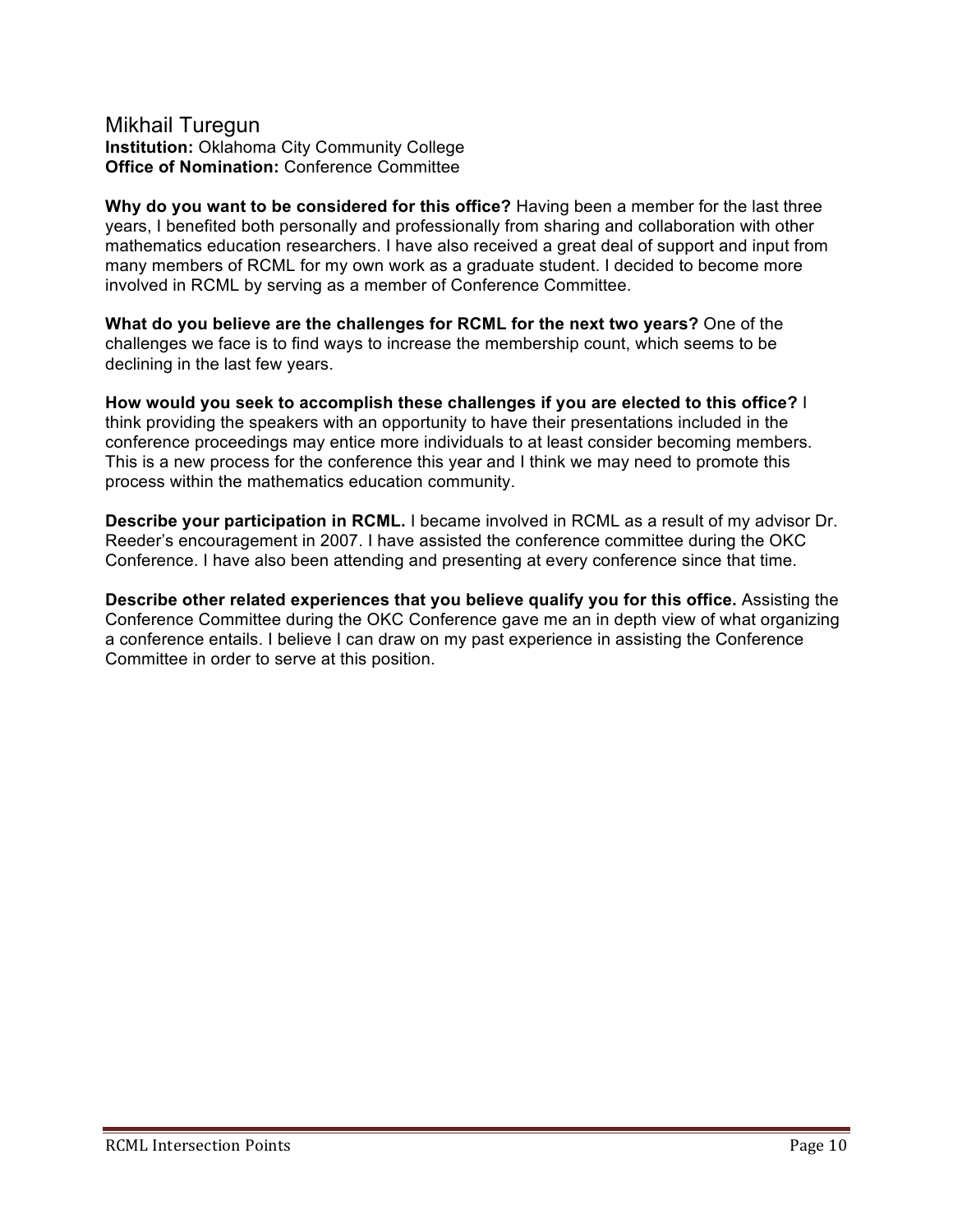## Mikhail Turegun

**Institution:** Oklahoma City Community College
**Office of Nomination:** Conference Committee

**Why do you want to be considered for this office?** Having been a member for the last three years, I benefited both personally and professionally from sharing and collaboration with other mathematics education researchers. I have also received a great deal of support and input from many members of RCML for my own work as a graduate student. I decided to become more involved in RCML by serving as a member of Conference Committee.

**What do you believe are the challenges for RCML for the next two years?** One of the challenges we face is to find ways to increase the membership count, which seems to be declining in the last few years.

**How would you seek to accomplish these challenges if you are elected to this office?** I think providing the speakers with an opportunity to have their presentations included in the conference proceedings may entice more individuals to at least consider becoming members. This is a new process for the conference this year and I think we may need to promote this process within the mathematics education community.

**Describe your participation in RCML.** I became involved in RCML as a result of my advisor Dr. Reeder's encouragement in 2007. I have assisted the conference committee during the OKC Conference. I have also been attending and presenting at every conference since that time.

**Describe other related experiences that you believe qualify you for this office.** Assisting the Conference Committee during the OKC Conference gave me an in depth view of what organizing a conference entails. I believe I can draw on my past experience in assisting the Conference Committee in order to serve at this position.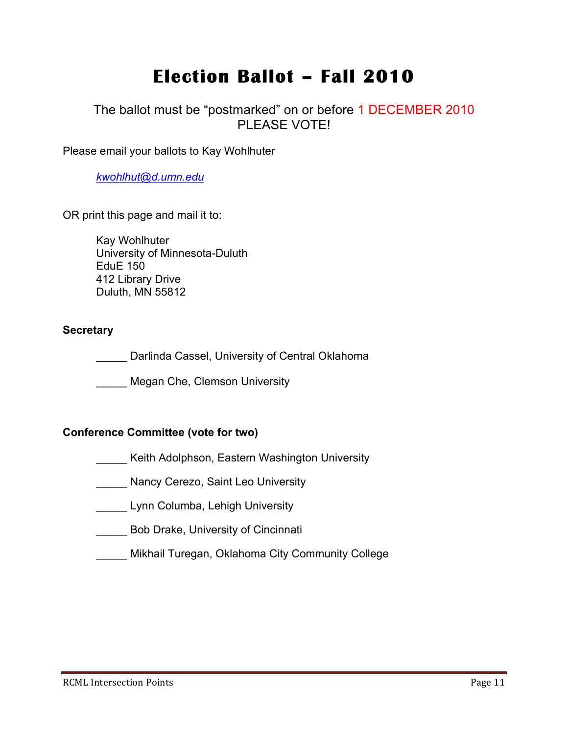# Election Ballot – Fall 2010

The ballot must be "postmarked" on or before 1 DECEMBER 2010
PLEASE VOTE!

Please email your ballots to Kay Wohlhuter

*kwohlhut@d.umn.edu*

OR print this page and mail it to:

Kay Wohlhuter
University of Minnesota-Duluth
EduE 150
412 Library Drive
Duluth, MN 55812

**Secretary**

_____ Darlinda Cassel, University of Central Oklahoma

_____ Megan Che, Clemson University

**Conference Committee (vote for two)**

_____ Keith Adolphson, Eastern Washington University

_____ Nancy Cerezo, Saint Leo University

_____ Lynn Columba, Lehigh University

_____ Bob Drake, University of Cincinnati

_____ Mikhail Turegan, Oklahoma City Community College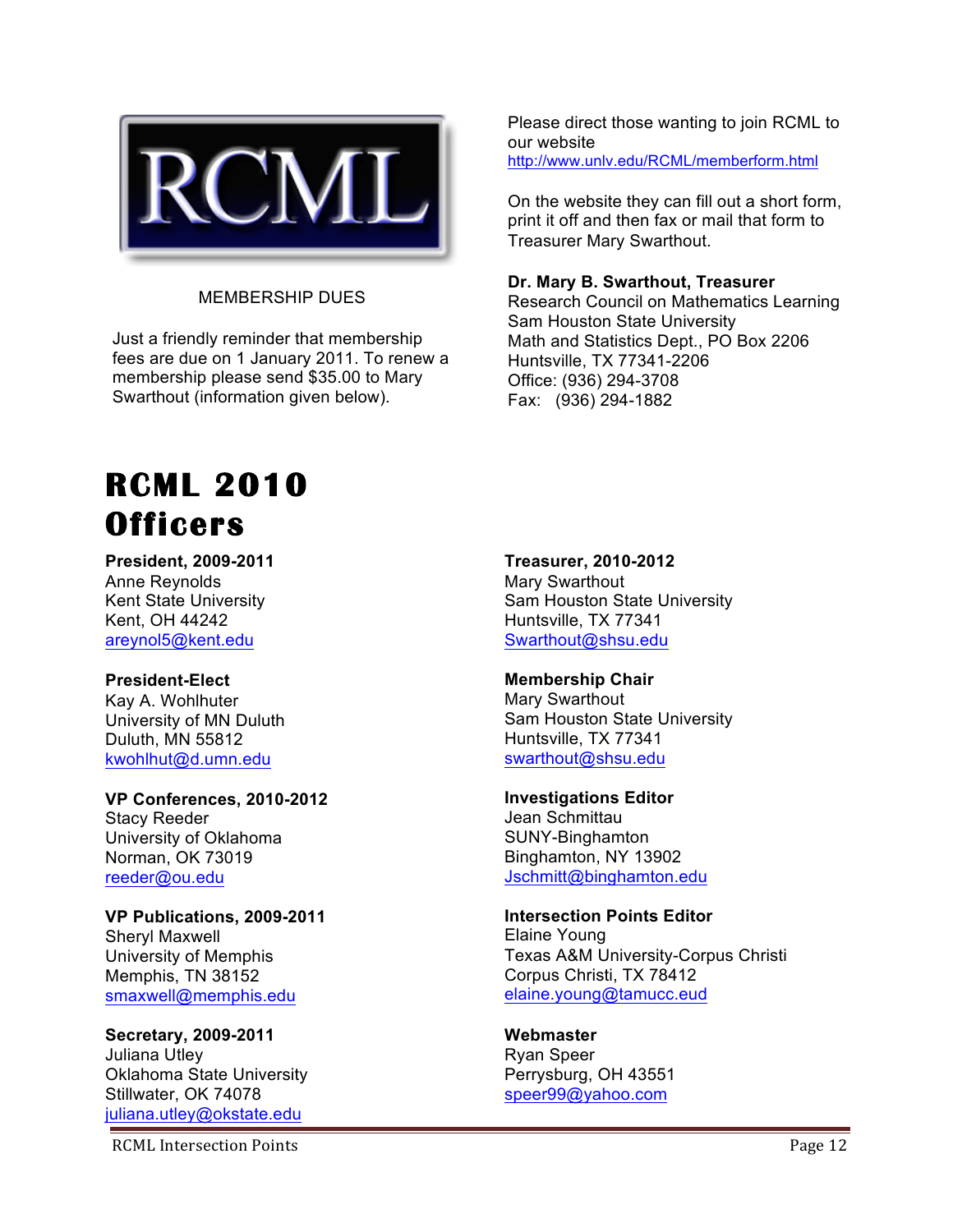MEMBERSHIP DUES

Just a friendly reminder that membership fees are due on 1 January 2011. To renew a membership please send $35.00 to Mary Swarthout (information given below).

Please direct those wanting to join RCML to our website http://www.unlv.edu/RCML/memberform.html

On the website they can fill out a short form, print it off and then fax or mail that form to Treasurer Mary Swarthout.

**Dr. Mary B. Swarthout, Treasurer**
Research Council on Mathematics Learning
Sam Houston State University
Math and Statistics Dept., PO Box 2206
Huntsville, TX 77341-2206
Office: (936) 294-3708
Fax: (936) 294-1882

# RCML 2010 Officers

**President, 2009-2011**
Anne Reynolds
Kent State University
Kent, OH 44242
areynol5@kent.edu

**President-Elect**
Kay A. Wohlhuter
University of MN Duluth
Duluth, MN 55812
kwohlhut@d.umn.edu

**VP Conferences, 2010-2012**
Stacy Reeder
University of Oklahoma
Norman, OK 73019
reeder@ou.edu

**VP Publications, 2009-2011**
Sheryl Maxwell
University of Memphis
Memphis, TN 38152
smaxwell@memphis.edu

**Secretary, 2009-2011**
Juliana Utley
Oklahoma State University
Stillwater, OK 74078
juliana.utley@okstate.edu

**Treasurer, 2010-2012**
Mary Swarthout
Sam Houston State University
Huntsville, TX 77341
Swarthout@shsu.edu

**Membership Chair**
Mary Swarthout
Sam Houston State University
Huntsville, TX 77341
swarthout@shsu.edu

**Investigations Editor**
Jean Schmittau
SUNY-Binghamton
Binghamton, NY 13902
Jschmitt@binghamton.edu

**Intersection Points Editor**
Elaine Young
Texas A&M University-Corpus Christi
Corpus Christi, TX 78412
elaine.young@tamucc.eud

**Webmaster**
Ryan Speer
Perrysburg, OH 43551
speer99@yahoo.com